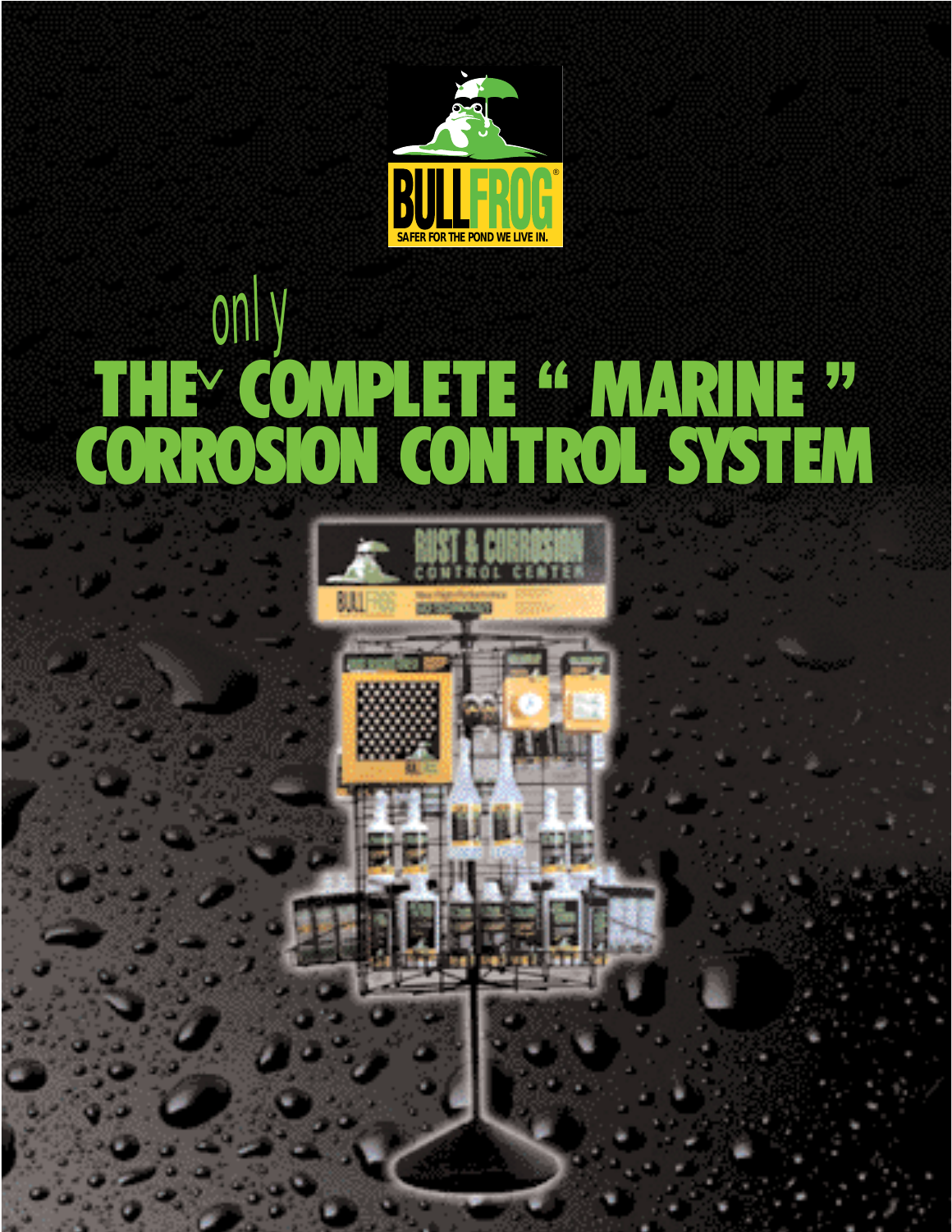BULLFROG®

SAFER FOR THE POND WE LIVE IN.

# THE only COMPLETE " MARINE " CORROSION CONTROL SYSTEM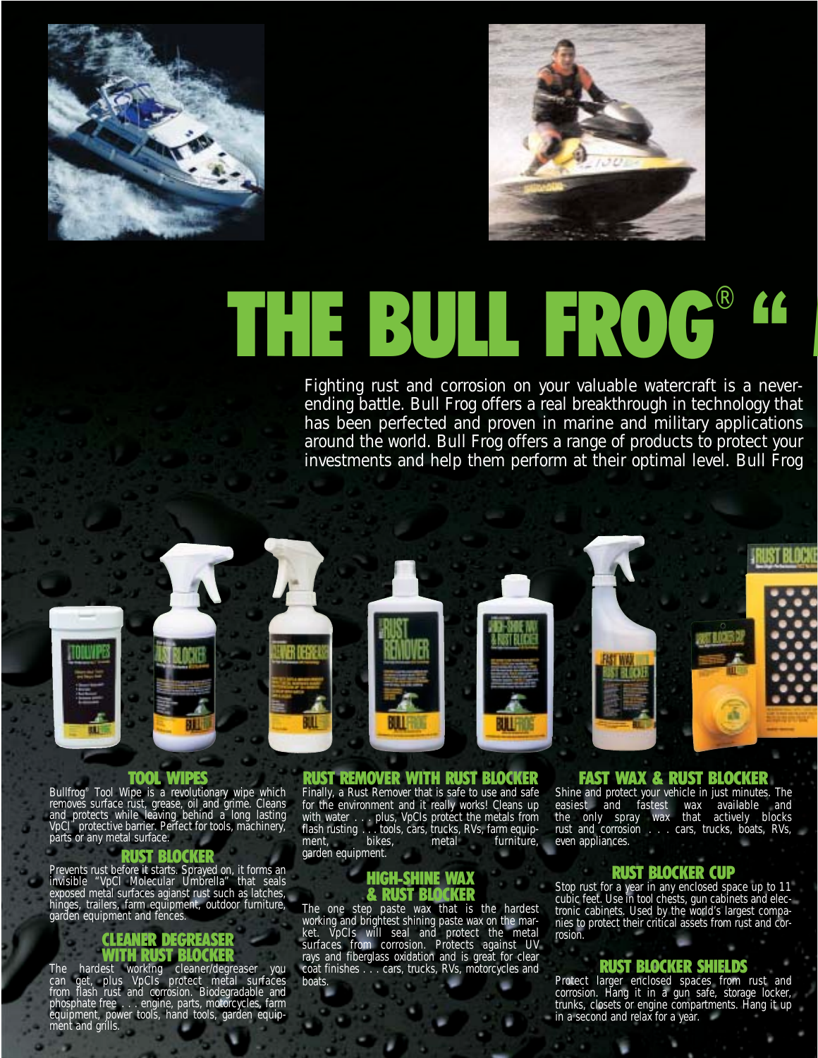# THE BULL FROG® "

Fighting rust and corrosion on your valuable watercraft is a never-ending battle. Bull Frog offers a real breakthrough in technology that has been perfected and proven in marine and military applications around the world. Bull Frog offers a range of products to protect your investments and help them perform at their optimal level. Bull Frog

## TOOL WIPES

Bullfrog® Tool Wipe is a revolutionary wipe which removes surface rust, grease, oil and grime. Cleans and protects while leaving behind a long lasting VpCI® protective barrier. Perfect for tools, machinery, parts or any metal surface.

## RUST BLOCKER

Prevents rust before it starts. Sprayed on, it forms an invisible "VpCI Molecular Umbrella" that seals exposed metal surfaces agianst rust such as latches, hinges, trailers, farm equipment, outdoor furniture, garden equipment and fences.

## CLEANER DEGREASER WITH RUST BLOCKER

The hardest working cleaner/degreaser you can get, plus VpCIs protect metal surfaces from flash rust and corrosion. Biodegradable and phosphate free . . . engine, parts, motorcycles, farm equipment, power tools, hand tools, garden equipment and grills.

## RUST REMOVER WITH RUST BLOCKER

Finally, a Rust Remover that is safe to use and safe for the environment and it really works! Cleans up with water . . . plus, VpCIs protect the metals from flash rusting . . . tools, cars, trucks, RVs, farm equipment, bikes, metal furniture, garden equipment.

## HIGH-SHINE WAX & RUST BLOCKER

The one step paste wax that is the hardest working and brightest shining paste wax on the market. VpCIs will seal and protect the metal surfaces from corrosion. Protects against UV rays and fiberglass oxidation and is great for clear coat finishes . . . cars, trucks, RVs, motorcycles and boats.

## FAST WAX & RUST BLOCKER

Shine and protect your vehicle in just minutes. The easiest and fastest wax available and the only spray wax that actively blocks rust and corrosion . . . cars, trucks, boats, RVs, even appliances.

## RUST BLOCKER CUP

Stop rust for a year in any enclosed space up to 11 cubic feet. Use in tool chests, gun cabinets and electronic cabinets. Used by the world's largest companies to protect their critical assets from rust and corrosion.

## RUST BLOCKER SHIELDS

Protect larger enclosed spaces from rust and corrosion. Hang it in a gun safe, storage locker, trunks, closets or engine compartments. Hang it up in a second and relax for a year.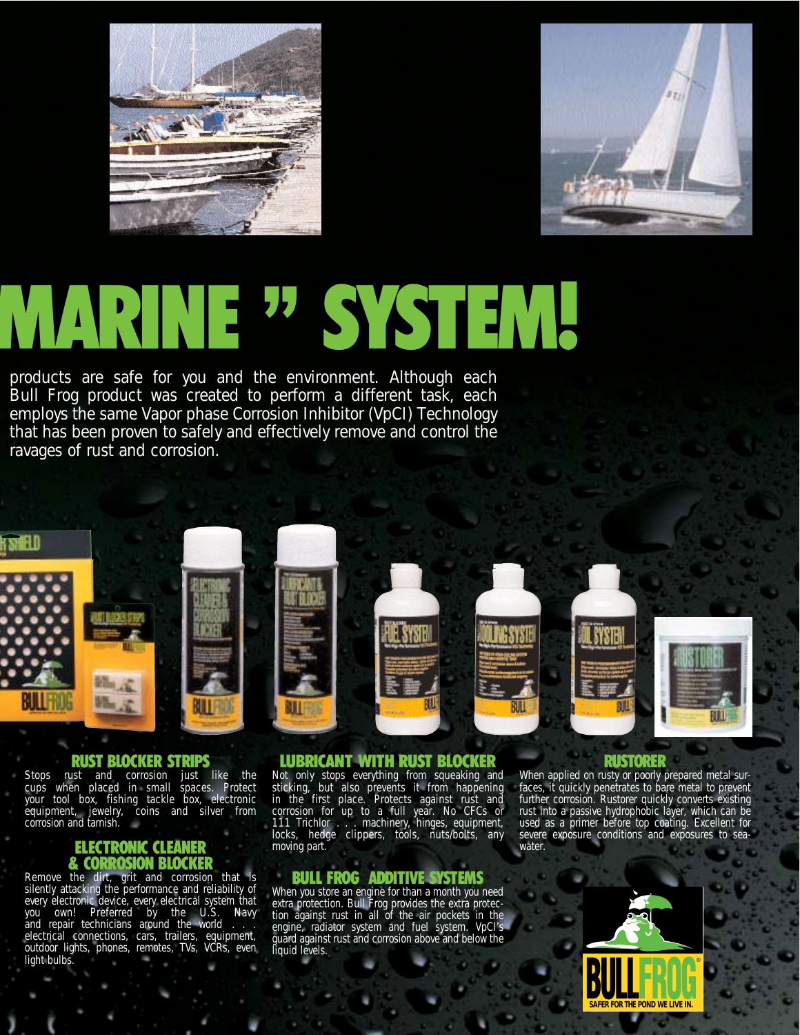# MARINE " SYSTEM!

products are safe for you and the environment. Although each Bull Frog product was created to perform a different task, each employs the same Vapor phase Corrosion Inhibitor (VpCI) Technology that has been proven to safely and effectively remove and control the ravages of rust and corrosion.

## RUST BLOCKER STRIPS

Stops rust and corrosion just like the cups when placed in small spaces. Protect your tool box, fishing tackle box, electronic equipment, jewelry, coins and silver from corrosion and tarnish.

## ELECTRONIC CLEANER & CORROSION BLOCKER

Remove the dirt, grit and corrosion that is silently attacking the performance and reliability of every electronic device, every electrical system that you own! Preferred by the U.S. Navy and repair technicians around the world . . . electrical connections, cars, trailers, equipment, outdoor lights, phones, remotes, TVs, VCRs, even light bulbs.

## LUBRICANT WITH RUST BLOCKER

Not only stops everything from squeaking and sticking, but also prevents it from happening in the first place. Protects against rust and corrosion for up to a full year. No CFCs or 111 Trichlor . . . machinery, hinges, equipment, locks, hedge clippers, tools, nuts/bolts, any moving part.

## BULL FROG ADDITIVE SYSTEMS

When you store an engine for than a month you need extra protection. Bull Frog provides the extra protection against rust in all of the air pockets in the engine, radiator system and fuel system. VpCI's guard against rust and corrosion above and below the liquid levels.

## RUSTORER

When applied on rusty or poorly prepared metal surfaces, it quickly penetrates to bare metal to prevent further corrosion. Rustorer quickly converts existing rust into a passive hydrophobic layer, which can be used as a primer before top coating. Excellent for severe exposure conditions and exposures to seawater.

BULLFROG®
SAFER FOR THE POND WE LIVE IN.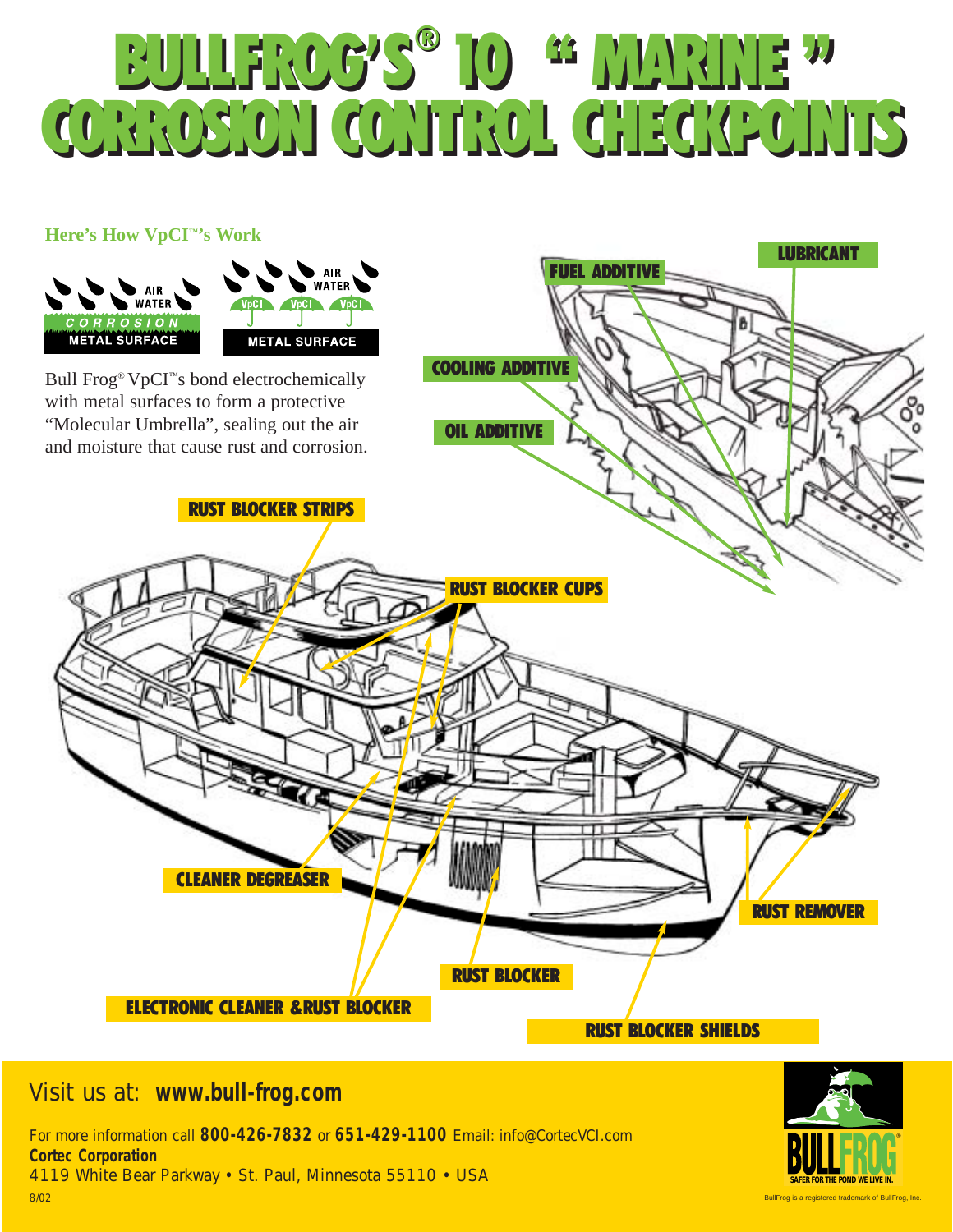# BULLFROG'S® 10 " MARINE " CORROSION CONTROL CHECKPOINTS

**Here's How VpCI™'s Work**

AIR
WATER
CORROSION
METAL SURFACE

AIR
WATER
VpCI VpCI VpCI
METAL SURFACE

Bull Frog® VpCI™s bond electrochemically with metal surfaces to form a protective "Molecular Umbrella", sealing out the air and moisture that cause rust and corrosion.

LUBRICANT

FUEL ADDITIVE

COOLING ADDITIVE

OIL ADDITIVE

RUST BLOCKER STRIPS

RUST BLOCKER CUPS

CLEANER DEGREASER

RUST REMOVER

RUST BLOCKER

ELECTRONIC CLEANER & RUST BLOCKER

RUST BLOCKER SHIELDS

Visit us at: **www.bull-frog.com**

For more information call **800-426-7832** or **651-429-1100** Email: info@CortecVCI.com
**Cortec Corporation**
4119 White Bear Parkway • St. Paul, Minnesota 55110 • USA
8/02

BULLFROG® SAFER FOR THE POND WE LIVE IN.

BullFrog is a registered trademark of BullFrog, Inc.